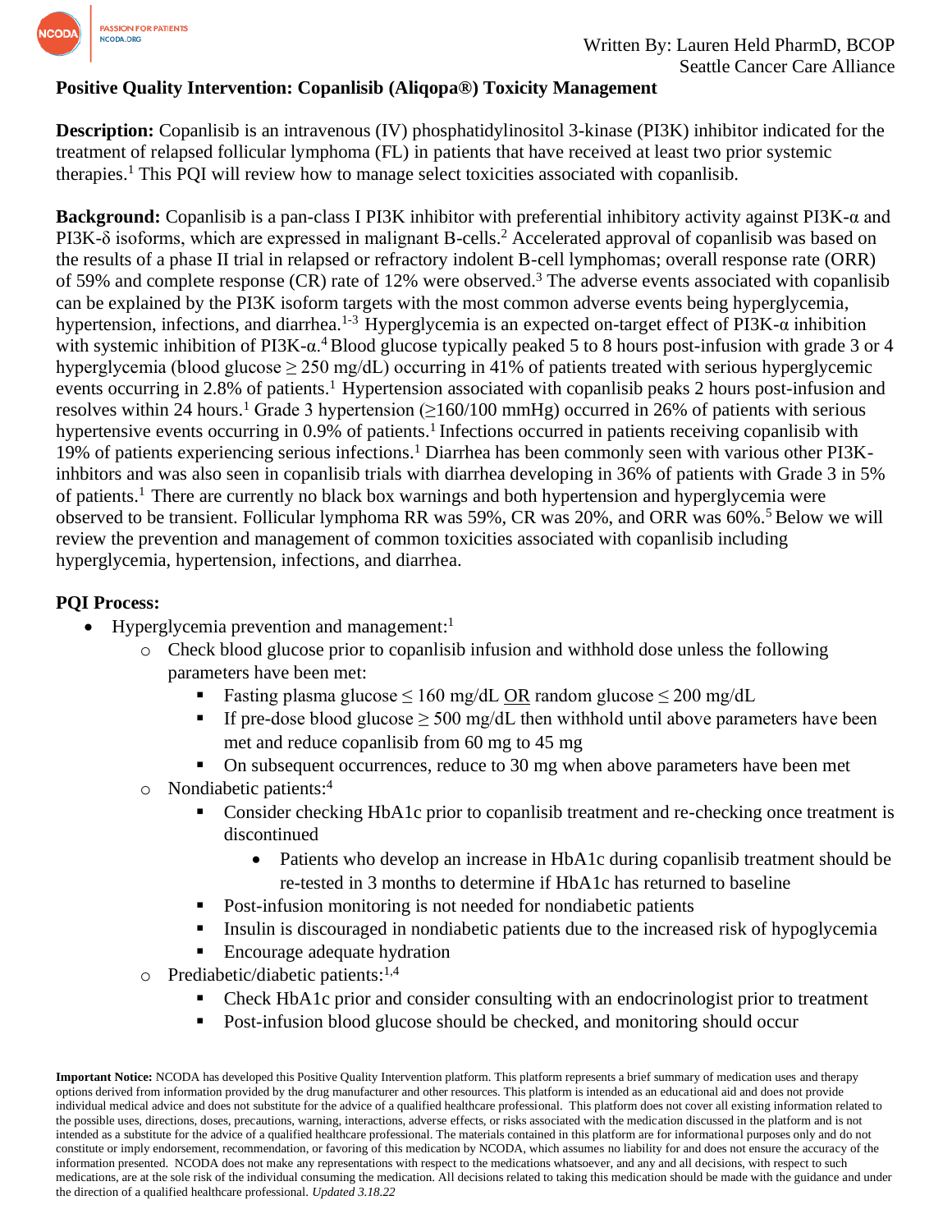Written By: Lauren Held PharmD, BCOP
Seattle Cancer Care Alliance

**Positive Quality Intervention: Copanlisib (Aliqopa®) Toxicity Management**

**Description:** Copanlisib is an intravenous (IV) phosphatidylinositol 3-kinase (PI3K) inhibitor indicated for the treatment of relapsed follicular lymphoma (FL) in patients that have received at least two prior systemic therapies.[1] This PQI will review how to manage select toxicities associated with copanlisib.

**Background:** Copanlisib is a pan-class I PI3K inhibitor with preferential inhibitory activity against PI3K-α and PI3K-δ isoforms, which are expressed in malignant B-cells.[2] Accelerated approval of copanlisib was based on the results of a phase II trial in relapsed or refractory indolent B-cell lymphomas; overall response rate (ORR) of 59% and complete response (CR) rate of 12% were observed.[3] The adverse events associated with copanlisib can be explained by the PI3K isoform targets with the most common adverse events being hyperglycemia, hypertension, infections, and diarrhea.[1-3] Hyperglycemia is an expected on-target effect of PI3K-α inhibition with systemic inhibition of PI3K-α.[4] Blood glucose typically peaked 5 to 8 hours post-infusion with grade 3 or 4 hyperglycemia (blood glucose ≥ 250 mg/dL) occurring in 41% of patients treated with serious hyperglycemic events occurring in 2.8% of patients.[1] Hypertension associated with copanlisib peaks 2 hours post-infusion and resolves within 24 hours.[1] Grade 3 hypertension (≥160/100 mmHg) occurred in 26% of patients with serious hypertensive events occurring in 0.9% of patients.[1] Infections occurred in patients receiving copanlisib with 19% of patients experiencing serious infections.[1] Diarrhea has been commonly seen with various other PI3K-inhbitors and was also seen in copanlisib trials with diarrhea developing in 36% of patients with Grade 3 in 5% of patients.[1] There are currently no black box warnings and both hypertension and hyperglycemia were observed to be transient. Follicular lymphoma RR was 59%, CR was 20%, and ORR was 60%.[5] Below we will review the prevention and management of common toxicities associated with copanlisib including hyperglycemia, hypertension, infections, and diarrhea.

**PQI Process:**

- Hyperglycemia prevention and management:[1]
  - Check blood glucose prior to copanlisib infusion and withhold dose unless the following parameters have been met:
    - Fasting plasma glucose ≤ 160 mg/dL <u>OR</u> random glucose ≤ 200 mg/dL
    - If pre-dose blood glucose ≥ 500 mg/dL then withhold until above parameters have been met and reduce copanlisib from 60 mg to 45 mg
    - On subsequent occurrences, reduce to 30 mg when above parameters have been met
  - Nondiabetic patients:[4]
    - Consider checking HbA1c prior to copanlisib treatment and re-checking once treatment is discontinued
      - Patients who develop an increase in HbA1c during copanlisib treatment should be re-tested in 3 months to determine if HbA1c has returned to baseline
    - Post-infusion monitoring is not needed for nondiabetic patients
    - Insulin is discouraged in nondiabetic patients due to the increased risk of hypoglycemia
    - Encourage adequate hydration
  - Prediabetic/diabetic patients:[1,4]
    - Check HbA1c prior and consider consulting with an endocrinologist prior to treatment
    - Post-infusion blood glucose should be checked, and monitoring should occur

**Important Notice:** NCODA has developed this Positive Quality Intervention platform. This platform represents a brief summary of medication uses and therapy options derived from information provided by the drug manufacturer and other resources. This platform is intended as an educational aid and does not provide individual medical advice and does not substitute for the advice of a qualified healthcare professional. This platform does not cover all existing information related to the possible uses, directions, doses, precautions, warning, interactions, adverse effects, or risks associated with the medication discussed in the platform and is not intended as a substitute for the advice of a qualified healthcare professional. The materials contained in this platform are for informational purposes only and do not constitute or imply endorsement, recommendation, or favoring of this medication by NCODA, which assumes no liability for and does not ensure the accuracy of the information presented. NCODA does not make any representations with respect to the medications whatsoever, and any and all decisions, with respect to such medications, are at the sole risk of the individual consuming the medication. All decisions related to taking this medication should be made with the guidance and under the direction of a qualified healthcare professional. *Updated 3.18.22*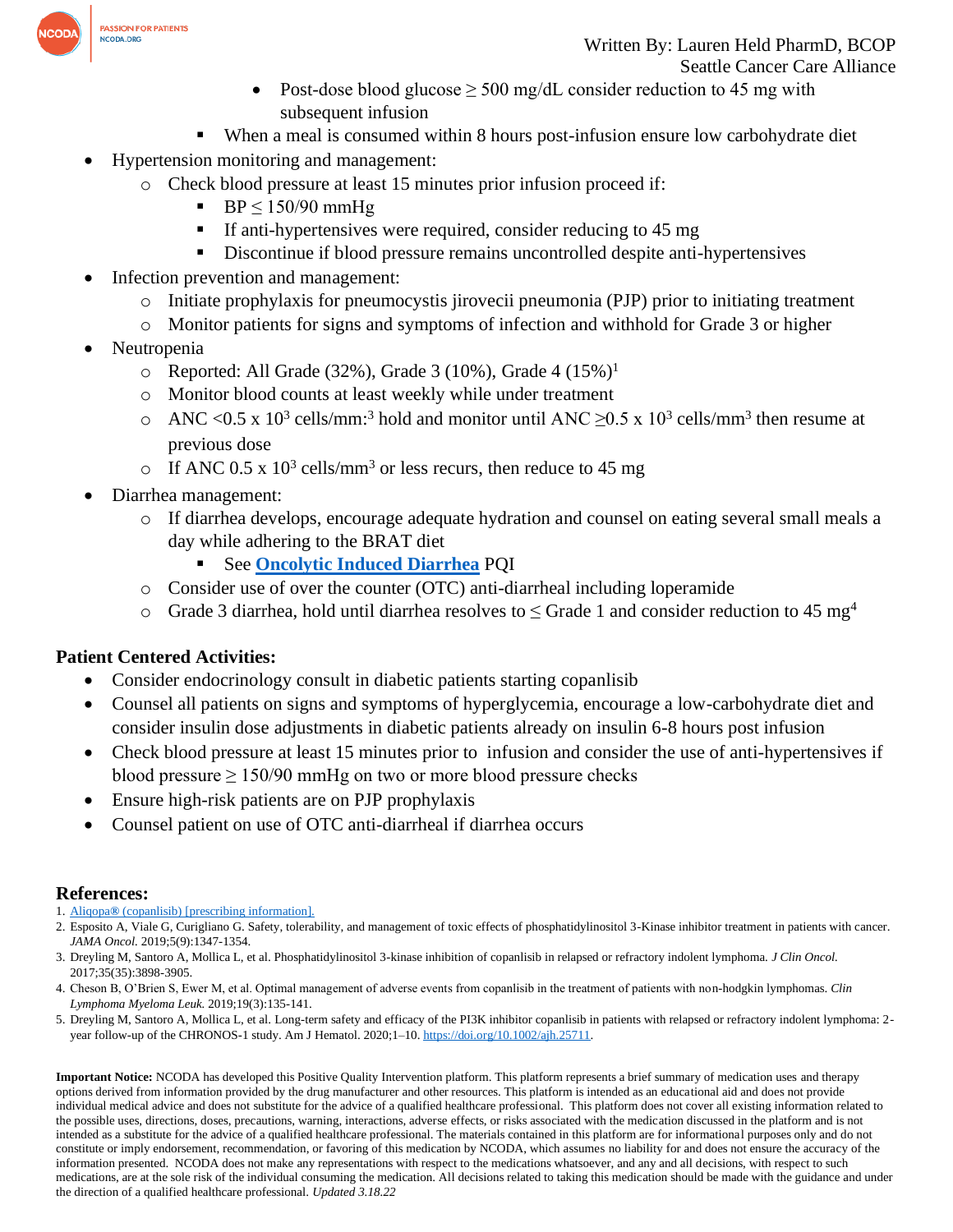- Post-dose blood glucose ≥ 500 mg/dL consider reduction to 45 mg with subsequent infusion
    - When a meal is consumed within 8 hours post-infusion ensure low carbohydrate diet
- Hypertension monitoring and management:
  - Check blood pressure at least 15 minutes prior infusion proceed if:
    - BP ≤ 150/90 mmHg
    - If anti-hypertensives were required, consider reducing to 45 mg
    - Discontinue if blood pressure remains uncontrolled despite anti-hypertensives
- Infection prevention and management:
  - Initiate prophylaxis for pneumocystis jirovecii pneumonia (PJP) prior to initiating treatment
  - Monitor patients for signs and symptoms of infection and withhold for Grade 3 or higher
- Neutropenia
  - Reported: All Grade (32%), Grade 3 (10%), Grade 4 (15%)[1]
  - Monitor blood counts at least weekly while under treatment
  - ANC <0.5 x $10^3$ cells/mm:[3] hold and monitor until ANC ≥0.5 x $10^3$ cells/$mm^3$ then resume at previous dose
  - If ANC 0.5 x $10^3$ cells/$mm^3$ or less recurs, then reduce to 45 mg
- Diarrhea management:
  - If diarrhea develops, encourage adequate hydration and counsel on eating several small meals a day while adhering to the BRAT diet
    - See [Oncolytic Induced Diarrhea]() PQI
  - Consider use of over the counter (OTC) anti-diarrheal including loperamide
  - Grade 3 diarrhea, hold until diarrhea resolves to ≤ Grade 1 and consider reduction to 45 mg[4]

## Patient Centered Activities:

- Consider endocrinology consult in diabetic patients starting copanlisib
- Counsel all patients on signs and symptoms of hyperglycemia, encourage a low-carbohydrate diet and consider insulin dose adjustments in diabetic patients already on insulin 6-8 hours post infusion
- Check blood pressure at least 15 minutes prior to infusion and consider the use of anti-hypertensives if blood pressure ≥ 150/90 mmHg on two or more blood pressure checks
- Ensure high-risk patients are on PJP prophylaxis
- Counsel patient on use of OTC anti-diarrheal if diarrhea occurs

## References:

1. [Aliqopa® (copanlisib) [prescribing information].]()
2. Esposito A, Viale G, Curigliano G. Safety, tolerability, and management of toxic effects of phosphatidylinositol 3-Kinase inhibitor treatment in patients with cancer. *JAMA Oncol.* 2019;5(9):1347-1354.
3. Dreyling M, Santoro A, Mollica L, et al. Phosphatidylinositol 3-kinase inhibition of copanlisib in relapsed or refractory indolent lymphoma. *J Clin Oncol.* 2017;35(35):3898-3905.
4. Cheson B, O'Brien S, Ewer M, et al. Optimal management of adverse events from copanlisib in the treatment of patients with non-hodgkin lymphomas. *Clin Lymphoma Myeloma Leuk.* 2019;19(3):135-141.
5. Dreyling M, Santoro A, Mollica L, et al. Long-term safety and efficacy of the PI3K inhibitor copanlisib in patients with relapsed or refractory indolent lymphoma: 2-year follow-up of the CHRONOS-1 study. Am J Hematol. 2020;1–10. https://doi.org/10.1002/ajh.25711.

**Important Notice:** NCODA has developed this Positive Quality Intervention platform. This platform represents a brief summary of medication uses and therapy options derived from information provided by the drug manufacturer and other resources. This platform is intended as an educational aid and does not provide individual medical advice and does not substitute for the advice of a qualified healthcare professional. This platform does not cover all existing information related to the possible uses, directions, doses, precautions, warning, interactions, adverse effects, or risks associated with the medication discussed in the platform and is not intended as a substitute for the advice of a qualified healthcare professional. The materials contained in this platform are for informational purposes only and do not constitute or imply endorsement, recommendation, or favoring of this medication by NCODA, which assumes no liability for and does not ensure the accuracy of the information presented. NCODA does not make any representations with respect to the medications whatsoever, and any and all decisions, with respect to such medications, are at the sole risk of the individual consuming the medication. All decisions related to taking this medication should be made with the guidance and under the direction of a qualified healthcare professional. *Updated 3.18.22*